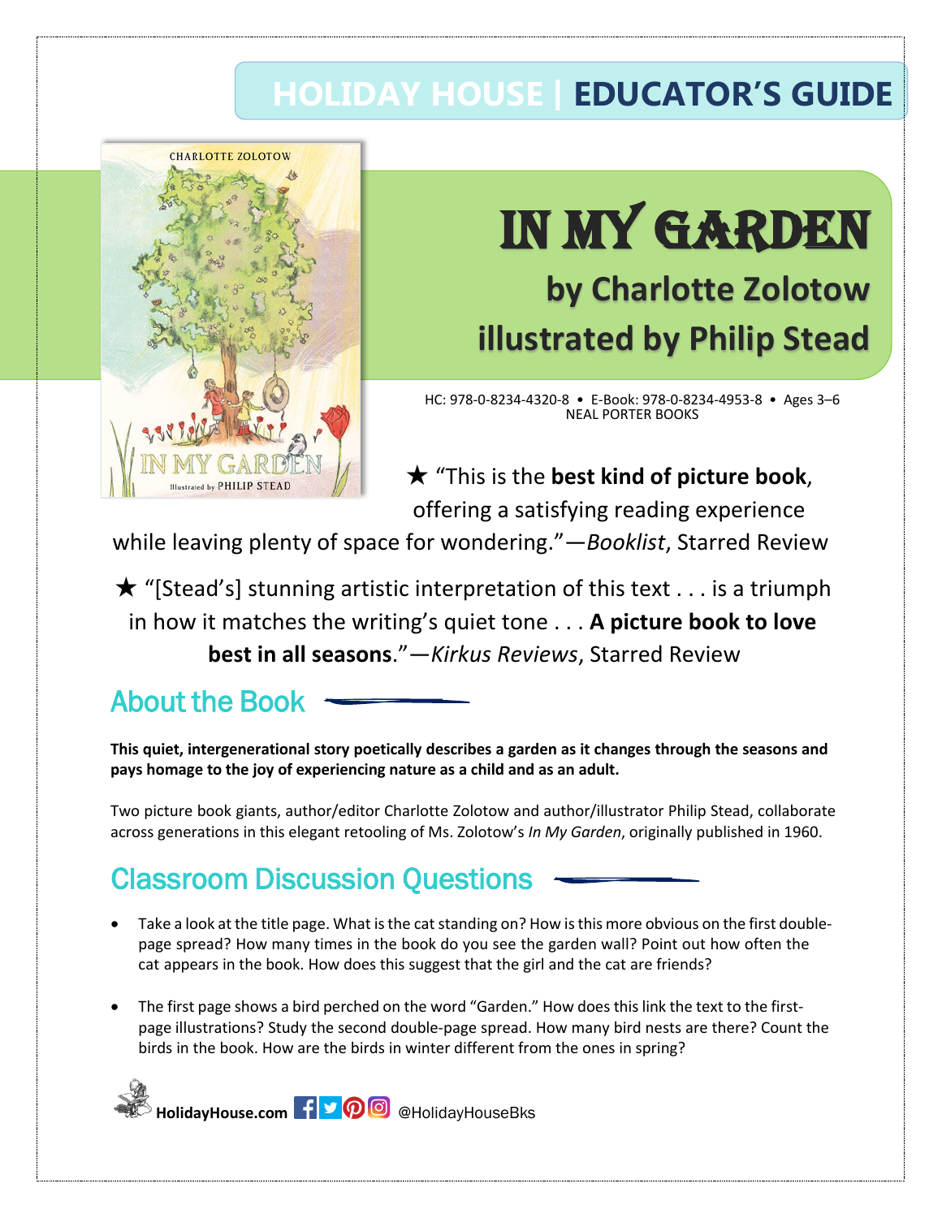# HOLIDAY HOUSE | EDUCATOR'S GUIDE

# IN MY GARDEN

## by Charlotte Zolotow

## illustrated by Philip Stead

HC: 978-0-8234-4320-8 • E-Book: 978-0-8234-4953-8 • Ages 3–6
NEAL PORTER BOOKS

★ "This is the **best kind of picture book**, offering a satisfying reading experience while leaving plenty of space for wondering."—*Booklist*, Starred Review

★ "[Stead's] stunning artistic interpretation of this text . . . is a triumph in how it matches the writing's quiet tone . . . **A picture book to love best in all seasons**."—*Kirkus Reviews*, Starred Review

## About the Book

**This quiet, intergenerational story poetically describes a garden as it changes through the seasons and pays homage to the joy of experiencing nature as a child and as an adult.**

Two picture book giants, author/editor Charlotte Zolotow and author/illustrator Philip Stead, collaborate across generations in this elegant retooling of Ms. Zolotow's *In My Garden*, originally published in 1960.

## Classroom Discussion Questions

- Take a look at the title page. What is the cat standing on? How is this more obvious on the first double-page spread? How many times in the book do you see the garden wall? Point out how often the cat appears in the book. How does this suggest that the girl and the cat are friends?

- The first page shows a bird perched on the word "Garden." How does this link the text to the first-page illustrations? Study the second double-page spread. How many bird nests are there? Count the birds in the book. How are the birds in winter different from the ones in spring?

HolidayHouse.com @HolidayHouseBks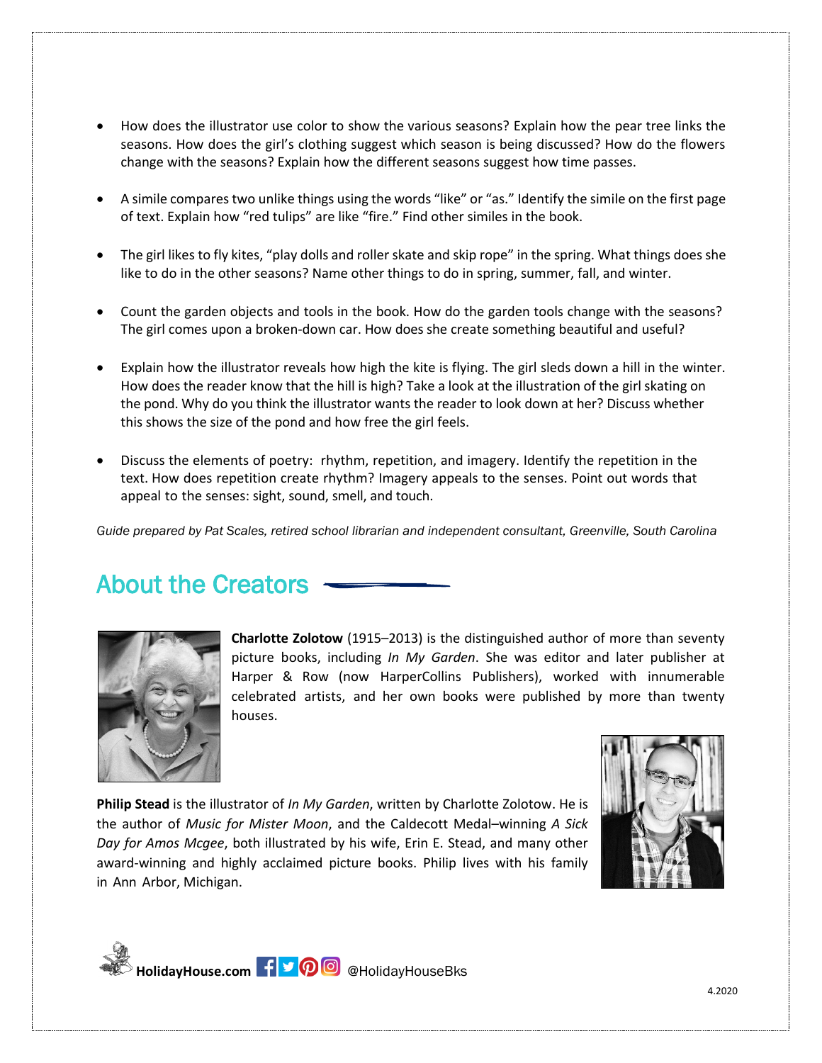- How does the illustrator use color to show the various seasons? Explain how the pear tree links the seasons. How does the girl's clothing suggest which season is being discussed? How do the flowers change with the seasons? Explain how the different seasons suggest how time passes.

- A simile compares two unlike things using the words "like" or "as." Identify the simile on the first page of text. Explain how "red tulips" are like "fire." Find other similes in the book.

- The girl likes to fly kites, "play dolls and roller skate and skip rope" in the spring. What things does she like to do in the other seasons? Name other things to do in spring, summer, fall, and winter.

- Count the garden objects and tools in the book. How do the garden tools change with the seasons? The girl comes upon a broken-down car. How does she create something beautiful and useful?

- Explain how the illustrator reveals how high the kite is flying. The girl sleds down a hill in the winter. How does the reader know that the hill is high? Take a look at the illustration of the girl skating on the pond. Why do you think the illustrator wants the reader to look down at her? Discuss whether this shows the size of the pond and how free the girl feels.

- Discuss the elements of poetry: rhythm, repetition, and imagery. Identify the repetition in the text. How does repetition create rhythm? Imagery appeals to the senses. Point out words that appeal to the senses: sight, sound, smell, and touch.

*Guide prepared by Pat Scales, retired school librarian and independent consultant, Greenville, South Carolina*

## About the Creators

**Charlotte Zolotow** (1915–2013) is the distinguished author of more than seventy picture books, including *In My Garden*. She was editor and later publisher at Harper & Row (now HarperCollins Publishers), worked with innumerable celebrated artists, and her own books were published by more than twenty houses.

**Philip Stead** is the illustrator of *In My Garden*, written by Charlotte Zolotow. He is the author of *Music for Mister Moon*, and the Caldecott Medal–winning *A Sick Day for Amos Mcgee*, both illustrated by his wife, Erin E. Stead, and many other award-winning and highly acclaimed picture books. Philip lives with his family in Ann Arbor, Michigan.

**HolidayHouse.com** @HolidayHouseBks

4.2020